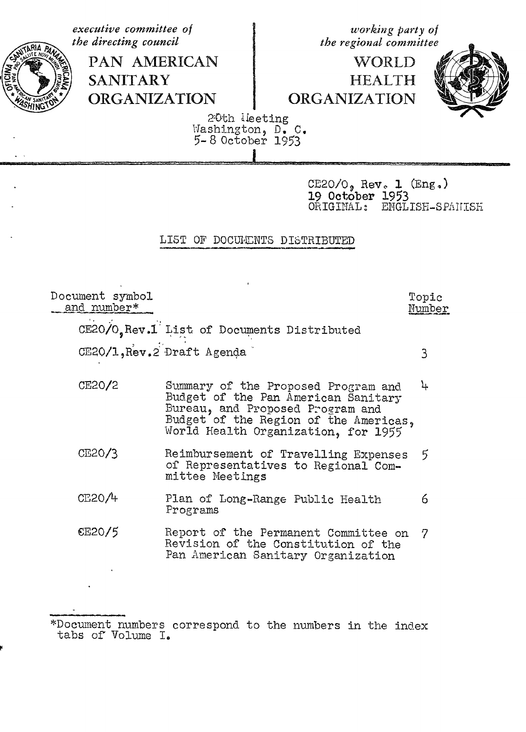*executive committee of the directing council*

**PAN AMERICAN SANITARY ORGANIZATION**

*working party of the regional committee*

**WORLD HEALTH ORGANIZATION**

20th Meeting
Washington, D. C.
5-8 October 1953

CE20/0, Rev. 1 (Eng.)
19 October 1953
ORIGINAL: ENGLISH-SPANISH

## LIST OF DOCUMENTS DISTRIBUTED

| Document symbol and number* | | Topic Number |
|---|---|---|
| CE20/0,Rev.1 | List of Documents Distributed | |
| CE20/1,Rev.2 | Draft Agenda | 3 |
| CE20/2 | Summary of the Proposed Program and Budget of the Pan American Sanitary Bureau, and Proposed Program and Budget of the Region of the Americas, World Health Organization, for 1955 | 4 |
| CE20/3 | Reimbursement of Travelling Expenses of Representatives to Regional Committee Meetings | 5 |
| CE20/4 | Plan of Long-Range Public Health Programs | 6 |
| CE20/5 | Report of the Permanent Committee on Revision of the Constitution of the Pan American Sanitary Organization | 7 |

*Document numbers correspond to the numbers in the index tabs of Volume I.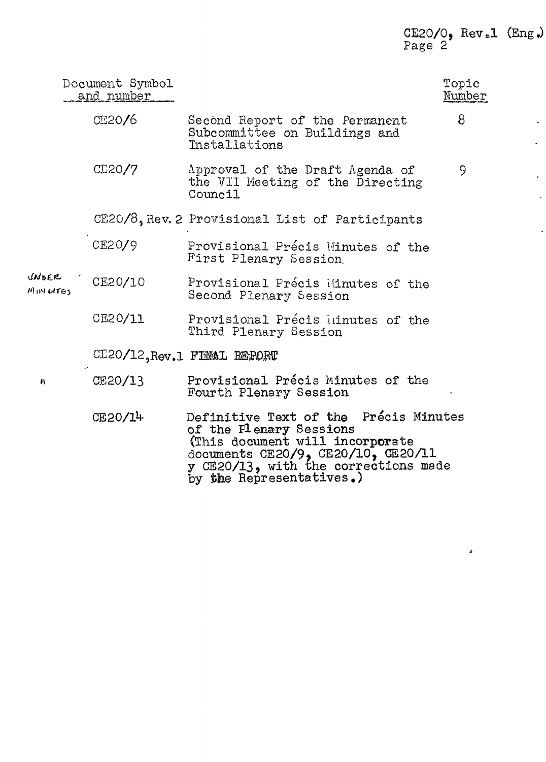| Document Symbol and number | | Topic Number |
|---|---|---|
| CE20/6 | Second Report of the Permanent Subcommittee on Buildings and Installations | 8 |
| CE20/7 | Approval of the Draft Agenda of the VII Meeting of the Directing Council | 9 |
| CE20/8, Rev. 2 | Provisional List of Participants | |
| CE20/9 | Provisional Précis Minutes of the First Plenary Session | |
| CE20/10 | Provisional Précis Minutes of the Second Plenary Session | |
| CE20/11 | Provisional Précis Minutes of the Third Plenary Session | |
| CE20/12, Rev.1 | FINAL REPORT | |
| CE20/13 | Provisional Précis Minutes of the Fourth Plenary Session | |
| CE20/14 | Definitive Text of the Précis Minutes of the Plenary Sessions (This document will incorporate documents CE20/9, CE20/10, CE20/11 y CE20/13, with the corrections made by the Representatives.) | |

UNDER MINUTES